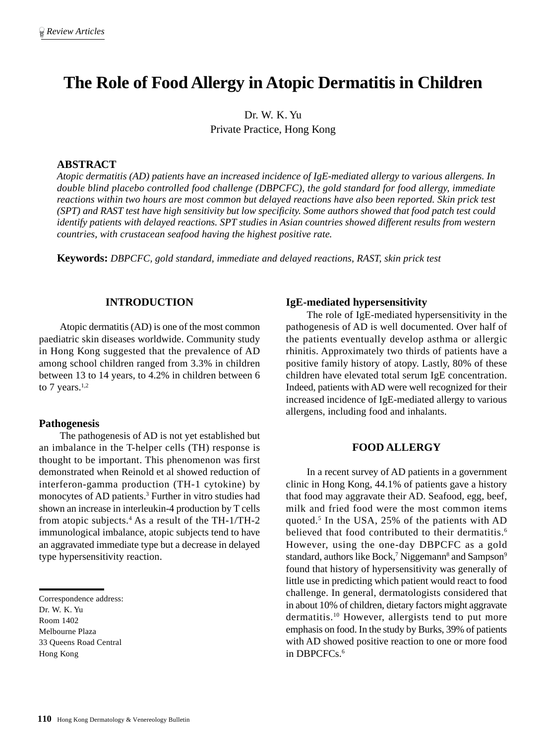# The Role of Food Allergy in Atopic Dermatitis in Children

Dr. W. K. Yu
Private Practice, Hong Kong

**ABSTRACT**

*Atopic dermatitis (AD) patients have an increased incidence of IgE-mediated allergy to various allergens. In double blind placebo controlled food challenge (DBPCFC), the gold standard for food allergy, immediate reactions within two hours are most common but delayed reactions have also been reported. Skin prick test (SPT) and RAST test have high sensitivity but low specificity. Some authors showed that food patch test could identify patients with delayed reactions. SPT studies in Asian countries showed different results from western countries, with crustacean seafood having the highest positive rate.*

**Keywords:** *DBPCFC, gold standard, immediate and delayed reactions, RAST, skin prick test*

## INTRODUCTION

Atopic dermatitis (AD) is one of the most common paediatric skin diseases worldwide. Community study in Hong Kong suggested that the prevalence of AD among school children ranged from 3.3% in children between 13 to 14 years, to 4.2% in children between 6 to 7 years.[1,2]

### Pathogenesis

The pathogenesis of AD is not yet established but an imbalance in the T-helper cells (TH) response is thought to be important. This phenomenon was first demonstrated when Reinold et al showed reduction of interferon-gamma production (TH-1 cytokine) by monocytes of AD patients.[3] Further in vitro studies had shown an increase in interleukin-4 production by T cells from atopic subjects.[4] As a result of the TH-1/TH-2 immunological imbalance, atopic subjects tend to have an aggravated immediate type but a decrease in delayed type hypersensitivity reaction.

Correspondence address:
Dr. W. K. Yu
Room 1402
Melbourne Plaza
33 Queens Road Central
Hong Kong

### IgE-mediated hypersensitivity

The role of IgE-mediated hypersensitivity in the pathogenesis of AD is well documented. Over half of the patients eventually develop asthma or allergic rhinitis. Approximately two thirds of patients have a positive family history of atopy. Lastly, 80% of these children have elevated total serum IgE concentration. Indeed, patients with AD were well recognized for their increased incidence of IgE-mediated allergy to various allergens, including food and inhalants.

## FOOD ALLERGY

In a recent survey of AD patients in a government clinic in Hong Kong, 44.1% of patients gave a history that food may aggravate their AD. Seafood, egg, beef, milk and fried food were the most common items quoted.[5] In the USA, 25% of the patients with AD believed that food contributed to their dermatitis.[6] However, using the one-day DBPCFC as a gold standard, authors like Bock,[7] Niggemann[8] and Sampson[9] found that history of hypersensitivity was generally of little use in predicting which patient would react to food challenge. In general, dermatologists considered that in about 10% of children, dietary factors might aggravate dermatitis.[10] However, allergists tend to put more emphasis on food. In the study by Burks, 39% of patients with AD showed positive reaction to one or more food in DBPCFCs.[6]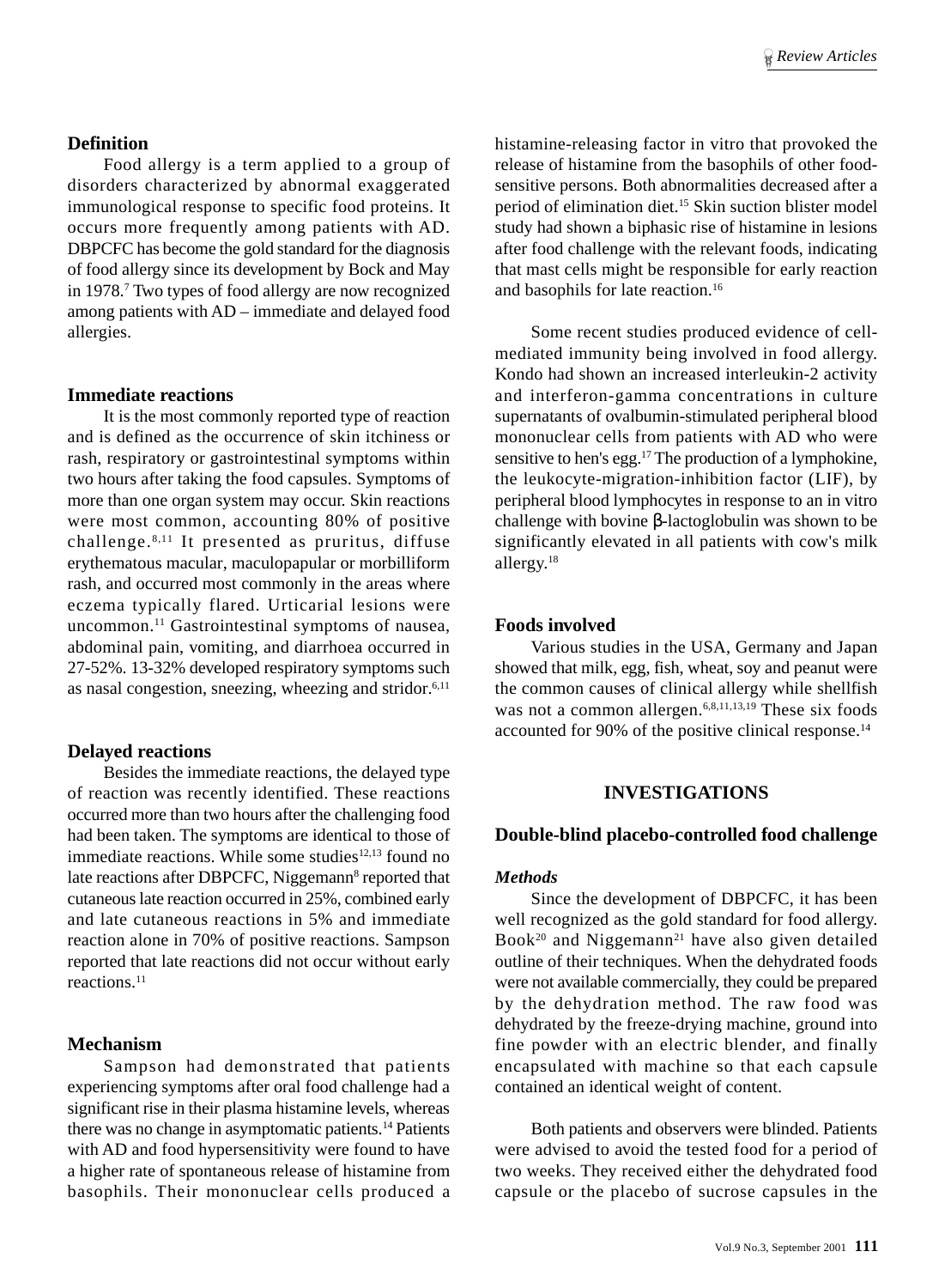### Definition

Food allergy is a term applied to a group of disorders characterized by abnormal exaggerated immunological response to specific food proteins. It occurs more frequently among patients with AD. DBPCFC has become the gold standard for the diagnosis of food allergy since its development by Bock and May in 1978.[7] Two types of food allergy are now recognized among patients with AD – immediate and delayed food allergies.

### Immediate reactions

It is the most commonly reported type of reaction and is defined as the occurrence of skin itchiness or rash, respiratory or gastrointestinal symptoms within two hours after taking the food capsules. Symptoms of more than one organ system may occur. Skin reactions were most common, accounting 80% of positive challenge.[8,11] It presented as pruritus, diffuse erythematous macular, maculopapular or morbilliform rash, and occurred most commonly in the areas where eczema typically flared. Urticarial lesions were uncommon.[11] Gastrointestinal symptoms of nausea, abdominal pain, vomiting, and diarrhoea occurred in 27-52%. 13-32% developed respiratory symptoms such as nasal congestion, sneezing, wheezing and stridor.[6,11]

### Delayed reactions

Besides the immediate reactions, the delayed type of reaction was recently identified. These reactions occurred more than two hours after the challenging food had been taken. The symptoms are identical to those of immediate reactions. While some studies[12,13] found no late reactions after DBPCFC, Niggemann[8] reported that cutaneous late reaction occurred in 25%, combined early and late cutaneous reactions in 5% and immediate reaction alone in 70% of positive reactions. Sampson reported that late reactions did not occur without early reactions.[11]

### Mechanism

Sampson had demonstrated that patients experiencing symptoms after oral food challenge had a significant rise in their plasma histamine levels, whereas there was no change in asymptomatic patients.[14] Patients with AD and food hypersensitivity were found to have a higher rate of spontaneous release of histamine from basophils. Their mononuclear cells produced a histamine-releasing factor in vitro that provoked the release of histamine from the basophils of other food-sensitive persons. Both abnormalities decreased after a period of elimination diet.[15] Skin suction blister model study had shown a biphasic rise of histamine in lesions after food challenge with the relevant foods, indicating that mast cells might be responsible for early reaction and basophils for late reaction.[16]

Some recent studies produced evidence of cell-mediated immunity being involved in food allergy. Kondo had shown an increased interleukin-2 activity and interferon-gamma concentrations in culture supernatants of ovalbumin-stimulated peripheral blood mononuclear cells from patients with AD who were sensitive to hen's egg.[17] The production of a lymphokine, the leukocyte-migration-inhibition factor (LIF), by peripheral blood lymphocytes in response to an in vitro challenge with bovine $\beta$-lactoglobulin was shown to be significantly elevated in all patients with cow's milk allergy.[18]

### Foods involved

Various studies in the USA, Germany and Japan showed that milk, egg, fish, wheat, soy and peanut were the common causes of clinical allergy while shellfish was not a common allergen.[6,8,11,13,19] These six foods accounted for 90% of the positive clinical response.[14]

## INVESTIGATIONS

### Double-blind placebo-controlled food challenge

#### *Methods*

Since the development of DBPCFC, it has been well recognized as the gold standard for food allergy. Book[20] and Niggemann[21] have also given detailed outline of their techniques. When the dehydrated foods were not available commercially, they could be prepared by the dehydration method. The raw food was dehydrated by the freeze-drying machine, ground into fine powder with an electric blender, and finally encapsulated with machine so that each capsule contained an identical weight of content.

Both patients and observers were blinded. Patients were advised to avoid the tested food for a period of two weeks. They received either the dehydrated food capsule or the placebo of sucrose capsules in the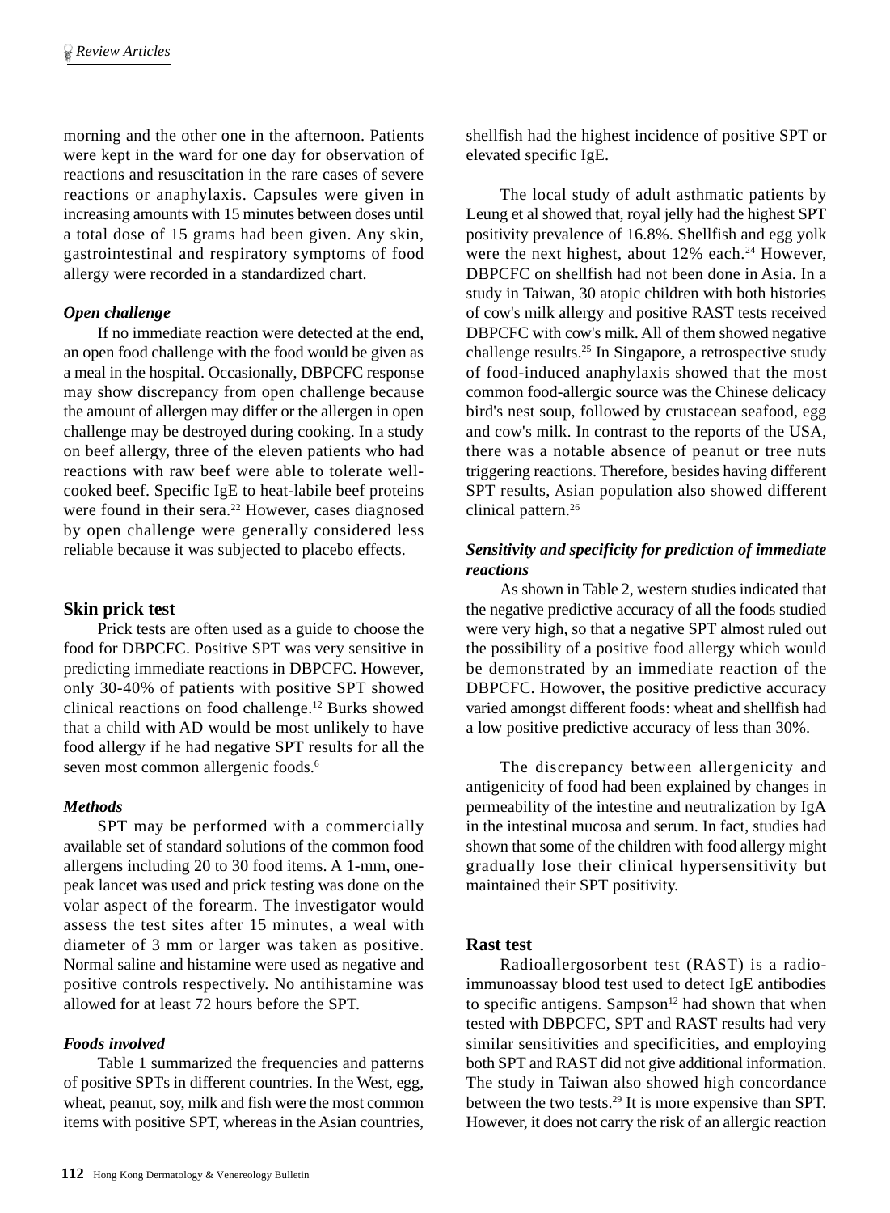morning and the other one in the afternoon. Patients were kept in the ward for one day for observation of reactions and resuscitation in the rare cases of severe reactions or anaphylaxis. Capsules were given in increasing amounts with 15 minutes between doses until a total dose of 15 grams had been given. Any skin, gastrointestinal and respiratory symptoms of food allergy were recorded in a standardized chart.

### *Open challenge*

If no immediate reaction were detected at the end, an open food challenge with the food would be given as a meal in the hospital. Occasionally, DBPCFC response may show discrepancy from open challenge because the amount of allergen may differ or the allergen in open challenge may be destroyed during cooking. In a study on beef allergy, three of the eleven patients who had reactions with raw beef were able to tolerate well-cooked beef. Specific IgE to heat-labile beef proteins were found in their sera.[22] However, cases diagnosed by open challenge were generally considered less reliable because it was subjected to placebo effects.

## Skin prick test

Prick tests are often used as a guide to choose the food for DBPCFC. Positive SPT was very sensitive in predicting immediate reactions in DBPCFC. However, only 30-40% of patients with positive SPT showed clinical reactions on food challenge.[12] Burks showed that a child with AD would be most unlikely to have food allergy if he had negative SPT results for all the seven most common allergenic foods.[6]

### *Methods*

SPT may be performed with a commercially available set of standard solutions of the common food allergens including 20 to 30 food items. A 1-mm, one-peak lancet was used and prick testing was done on the volar aspect of the forearm. The investigator would assess the test sites after 15 minutes, a weal with diameter of 3 mm or larger was taken as positive. Normal saline and histamine were used as negative and positive controls respectively. No antihistamine was allowed for at least 72 hours before the SPT.

### *Foods involved*

Table 1 summarized the frequencies and patterns of positive SPTs in different countries. In the West, egg, wheat, peanut, soy, milk and fish were the most common items with positive SPT, whereas in the Asian countries, shellfish had the highest incidence of positive SPT or elevated specific IgE.

The local study of adult asthmatic patients by Leung et al showed that, royal jelly had the highest SPT positivity prevalence of 16.8%. Shellfish and egg yolk were the next highest, about 12% each.[24] However, DBPCFC on shellfish had not been done in Asia. In a study in Taiwan, 30 atopic children with both histories of cow's milk allergy and positive RAST tests received DBPCFC with cow's milk. All of them showed negative challenge results.[25] In Singapore, a retrospective study of food-induced anaphylaxis showed that the most common food-allergic source was the Chinese delicacy bird's nest soup, followed by crustacean seafood, egg and cow's milk. In contrast to the reports of the USA, there was a notable absence of peanut or tree nuts triggering reactions. Therefore, besides having different SPT results, Asian population also showed different clinical pattern.[26]

### *Sensitivity and specificity for prediction of immediate reactions*

As shown in Table 2, western studies indicated that the negative predictive accuracy of all the foods studied were very high, so that a negative SPT almost ruled out the possibility of a positive food allergy which would be demonstrated by an immediate reaction of the DBPCFC. However, the positive predictive accuracy varied amongst different foods: wheat and shellfish had a low positive predictive accuracy of less than 30%.

The discrepancy between allergenicity and antigenicity of food had been explained by changes in permeability of the intestine and neutralization by IgA in the intestinal mucosa and serum. In fact, studies had shown that some of the children with food allergy might gradually lose their clinical hypersensitivity but maintained their SPT positivity.

## Rast test

Radioallergosorbent test (RAST) is a radio-immunoassay blood test used to detect IgE antibodies to specific antigens. Sampson[12] had shown that when tested with DBPCFC, SPT and RAST results had very similar sensitivities and specificities, and employing both SPT and RAST did not give additional information. The study in Taiwan also showed high concordance between the two tests.[29] It is more expensive than SPT. However, it does not carry the risk of an allergic reaction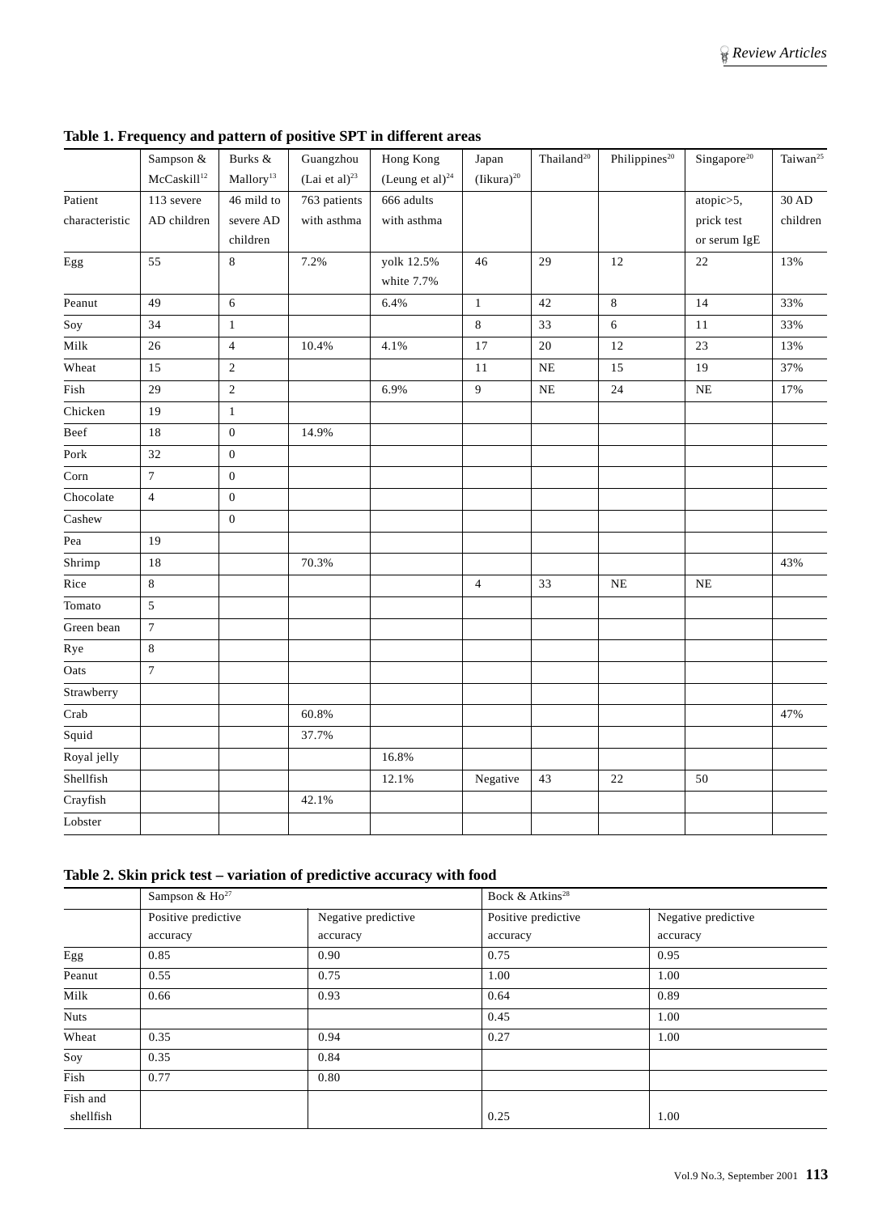**Table 1. Frequency and pattern of positive SPT in different areas**

| | Sampson & McCaskill[12] | Burks & Mallory[13] | Guangzhou (Lai et al)[23] | Hong Kong (Leung et al)[24] | Japan (Iikura)[20] | Thailand[20] | Philippines[20] | Singapore[20] | Taiwan[25] |
|---|---|---|---|---|---|---|---|---|---|
| Patient characteristic | 113 severe AD children | 46 mild to severe AD children | 763 patients with asthma | 666 adults with asthma | | | | atopic>5, prick test or serum IgE | 30 AD children |
| Egg | 55 | 8 | 7.2% | yolk 12.5% white 7.7% | 46 | 29 | 12 | 22 | 13% |
| Peanut | 49 | 6 | | 6.4% | 1 | 42 | 8 | 14 | 33% |
| Soy | 34 | 1 | | | 8 | 33 | 6 | 11 | 33% |
| Milk | 26 | 4 | 10.4% | 4.1% | 17 | 20 | 12 | 23 | 13% |
| Wheat | 15 | 2 | | | 11 | NE | 15 | 19 | 37% |
| Fish | 29 | 2 | | 6.9% | 9 | NE | 24 | NE | 17% |
| Chicken | 19 | 1 | | | | | | | |
| Beef | 18 | 0 | 14.9% | | | | | | |
| Pork | 32 | 0 | | | | | | | |
| Corn | 7 | 0 | | | | | | | |
| Chocolate | 4 | 0 | | | | | | | |
| Cashew | | 0 | | | | | | | |
| Pea | 19 | | | | | | | | |
| Shrimp | 18 | | 70.3% | | | | | | 43% |
| Rice | 8 | | | | 4 | 33 | NE | NE | |
| Tomato | 5 | | | | | | | | |
| Green bean | 7 | | | | | | | | |
| Rye | 8 | | | | | | | | |
| Oats | 7 | | | | | | | | |
| Strawberry | | | | | | | | | |
| Crab | | | 60.8% | | | | | | 47% |
| Squid | | | 37.7% | | | | | | |
| Royal jelly | | | | 16.8% | | | | | |
| Shellfish | | | | 12.1% | Negative | 43 | 22 | 50 | |
| Crayfish | | | 42.1% | | | | | | |
| Lobster | | | | | | | | | |

**Table 2. Skin prick test – variation of predictive accuracy with food**

| | Sampson & Ho[27] | | Bock & Atkins[28] | |
|---|---|---|---|---|
| | Positive predictive accuracy | Negative predictive accuracy | Positive predictive accuracy | Negative predictive accuracy |
| Egg | 0.85 | 0.90 | 0.75 | 0.95 |
| Peanut | 0.55 | 0.75 | 1.00 | 1.00 |
| Milk | 0.66 | 0.93 | 0.64 | 0.89 |
| Nuts | | | 0.45 | 1.00 |
| Wheat | 0.35 | 0.94 | 0.27 | 1.00 |
| Soy | 0.35 | 0.84 | | |
| Fish | 0.77 | 0.80 | | |
| Fish and shellfish | | | 0.25 | 1.00 |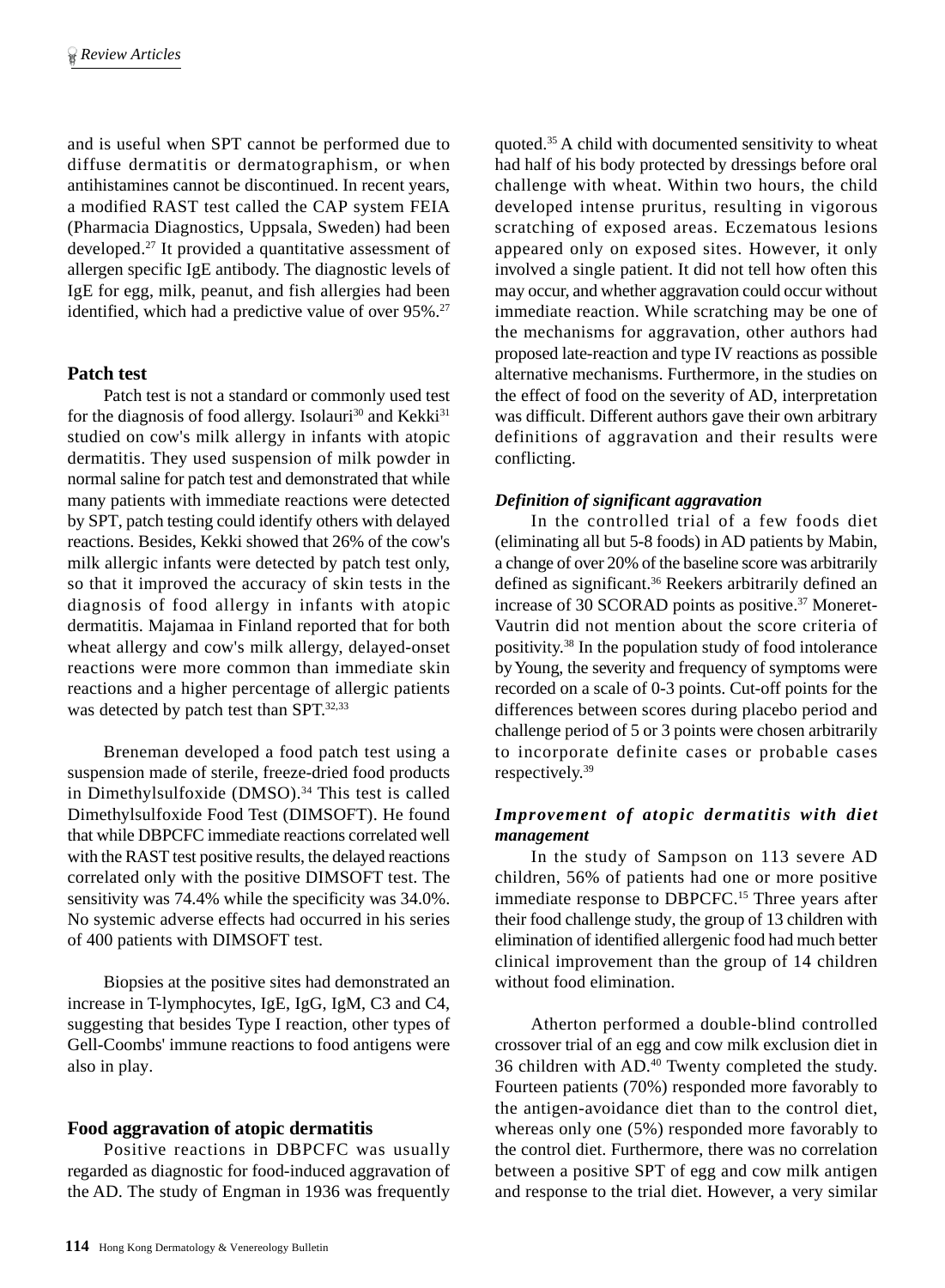and is useful when SPT cannot be performed due to diffuse dermatitis or dermatographism, or when antihistamines cannot be discontinued. In recent years, a modified RAST test called the CAP system FEIA (Pharmacia Diagnostics, Uppsala, Sweden) had been developed.[27] It provided a quantitative assessment of allergen specific IgE antibody. The diagnostic levels of IgE for egg, milk, peanut, and fish allergies had been identified, which had a predictive value of over 95%.[27]

## Patch test

Patch test is not a standard or commonly used test for the diagnosis of food allergy. Isolauri[30] and Kekki[31] studied on cow's milk allergy in infants with atopic dermatitis. They used suspension of milk powder in normal saline for patch test and demonstrated that while many patients with immediate reactions were detected by SPT, patch testing could identify others with delayed reactions. Besides, Kekki showed that 26% of the cow's milk allergic infants were detected by patch test only, so that it improved the accuracy of skin tests in the diagnosis of food allergy in infants with atopic dermatitis. Majamaa in Finland reported that for both wheat allergy and cow's milk allergy, delayed-onset reactions were more common than immediate skin reactions and a higher percentage of allergic patients was detected by patch test than SPT.[32,33]

Breneman developed a food patch test using a suspension made of sterile, freeze-dried food products in Dimethylsulfoxide (DMSO).[34] This test is called Dimethylsulfoxide Food Test (DIMSOFT). He found that while DBPCFC immediate reactions correlated well with the RAST test positive results, the delayed reactions correlated only with the positive DIMSOFT test. The sensitivity was 74.4% while the specificity was 34.0%. No systemic adverse effects had occurred in his series of 400 patients with DIMSOFT test.

Biopsies at the positive sites had demonstrated an increase in T-lymphocytes, IgE, IgG, IgM, C3 and C4, suggesting that besides Type I reaction, other types of Gell-Coombs' immune reactions to food antigens were also in play.

## Food aggravation of atopic dermatitis

Positive reactions in DBPCFC was usually regarded as diagnostic for food-induced aggravation of the AD. The study of Engman in 1936 was frequently quoted.[35] A child with documented sensitivity to wheat had half of his body protected by dressings before oral challenge with wheat. Within two hours, the child developed intense pruritus, resulting in vigorous scratching of exposed areas. Eczematous lesions appeared only on exposed sites. However, it only involved a single patient. It did not tell how often this may occur, and whether aggravation could occur without immediate reaction. While scratching may be one of the mechanisms for aggravation, other authors had proposed late-reaction and type IV reactions as possible alternative mechanisms. Furthermore, in the studies on the effect of food on the severity of AD, interpretation was difficult. Different authors gave their own arbitrary definitions of aggravation and their results were conflicting.

### *Definition of significant aggravation*

In the controlled trial of a few foods diet (eliminating all but 5-8 foods) in AD patients by Mabin, a change of over 20% of the baseline score was arbitrarily defined as significant.[36] Reekers arbitrarily defined an increase of 30 SCORAD points as positive.[37] Moneret-Vautrin did not mention about the score criteria of positivity.[38] In the population study of food intolerance by Young, the severity and frequency of symptoms were recorded on a scale of 0-3 points. Cut-off points for the differences between scores during placebo period and challenge period of 5 or 3 points were chosen arbitrarily to incorporate definite cases or probable cases respectively.[39]

### *Improvement of atopic dermatitis with diet management*

In the study of Sampson on 113 severe AD children, 56% of patients had one or more positive immediate response to DBPCFC.[15] Three years after their food challenge study, the group of 13 children with elimination of identified allergenic food had much better clinical improvement than the group of 14 children without food elimination.

Atherton performed a double-blind controlled crossover trial of an egg and cow milk exclusion diet in 36 children with AD.[40] Twenty completed the study. Fourteen patients (70%) responded more favorably to the antigen-avoidance diet than to the control diet, whereas only one (5%) responded more favorably to the control diet. Furthermore, there was no correlation between a positive SPT of egg and cow milk antigen and response to the trial diet. However, a very similar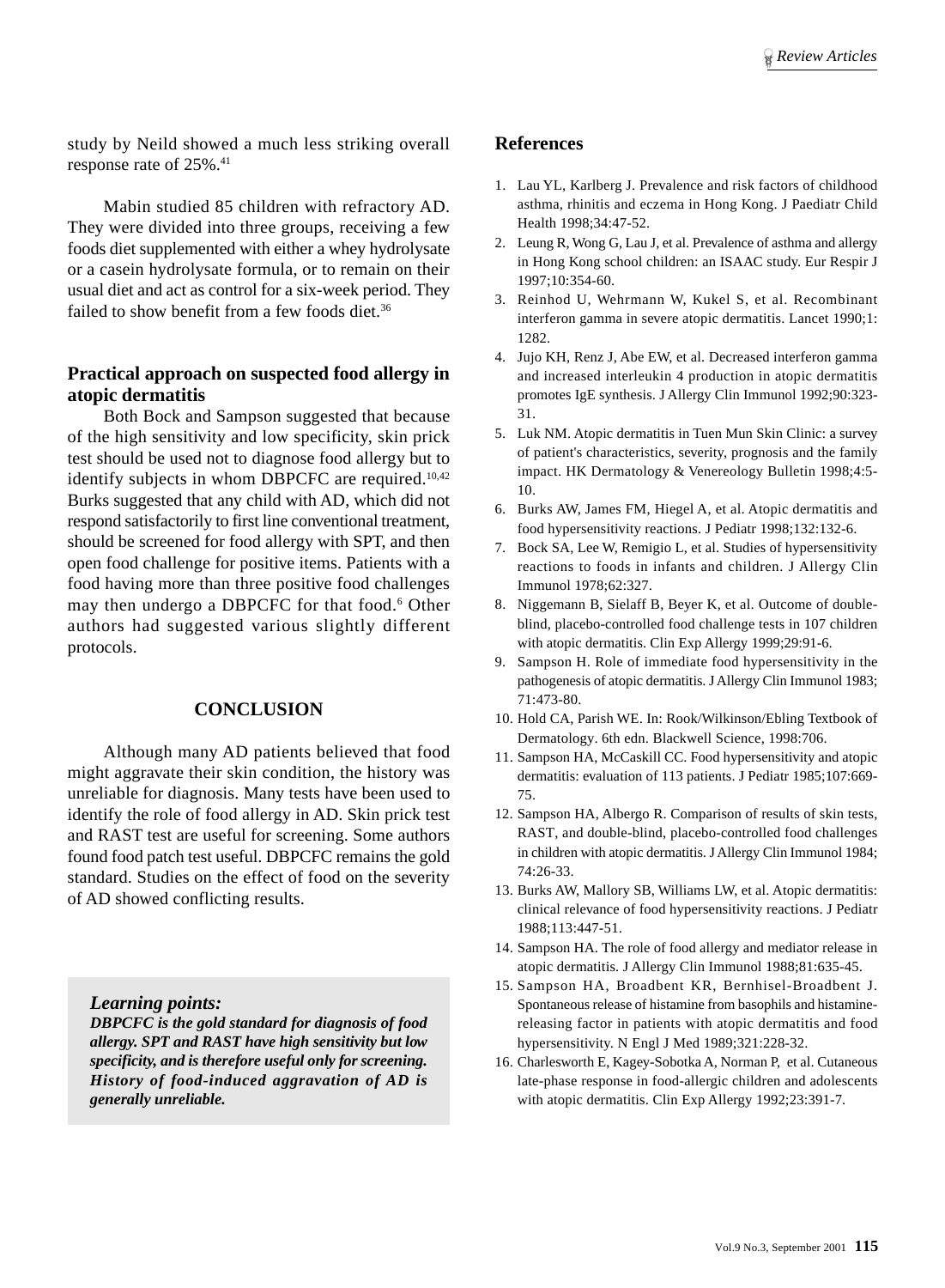study by Neild showed a much less striking overall response rate of 25%.[41]

Mabin studied 85 children with refractory AD. They were divided into three groups, receiving a few foods diet supplemented with either a whey hydrolysate or a casein hydrolysate formula, or to remain on their usual diet and act as control for a six-week period. They failed to show benefit from a few foods diet.[36]

### Practical approach on suspected food allergy in atopic dermatitis

Both Bock and Sampson suggested that because of the high sensitivity and low specificity, skin prick test should be used not to diagnose food allergy but to identify subjects in whom DBPCFC are required.[10,42] Burks suggested that any child with AD, which did not respond satisfactorily to first line conventional treatment, should be screened for food allergy with SPT, and then open food challenge for positive items. Patients with a food having more than three positive food challenges may then undergo a DBPCFC for that food.[6] Other authors had suggested various slightly different protocols.

## CONCLUSION

Although many AD patients believed that food might aggravate their skin condition, the history was unreliable for diagnosis. Many tests have been used to identify the role of food allergy in AD. Skin prick test and RAST test are useful for screening. Some authors found food patch test useful. DBPCFC remains the gold standard. Studies on the effect of food on the severity of AD showed conflicting results.

> ***Learning points:***
> ***DBPCFC is the gold standard for diagnosis of food allergy. SPT and RAST have high sensitivity but low specificity, and is therefore useful only for screening. History of food-induced aggravation of AD is generally unreliable.***

## References

1. Lau YL, Karlberg J. Prevalence and risk factors of childhood asthma, rhinitis and eczema in Hong Kong. J Paediatr Child Health 1998;34:47-52.
2. Leung R, Wong G, Lau J, et al. Prevalence of asthma and allergy in Hong Kong school children: an ISAAC study. Eur Respir J 1997;10:354-60.
3. Reinhod U, Wehrmann W, Kukel S, et al. Recombinant interferon gamma in severe atopic dermatitis. Lancet 1990;1: 1282.
4. Jujo KH, Renz J, Abe EW, et al. Decreased interferon gamma and increased interleukin 4 production in atopic dermatitis promotes IgE synthesis. J Allergy Clin Immunol 1992;90:323-31.
5. Luk NM. Atopic dermatitis in Tuen Mun Skin Clinic: a survey of patient's characteristics, severity, prognosis and the family impact. HK Dermatology & Venereology Bulletin 1998;4:5-10.
6. Burks AW, James FM, Hiegel A, et al. Atopic dermatitis and food hypersensitivity reactions. J Pediatr 1998;132:132-6.
7. Bock SA, Lee W, Remigio L, et al. Studies of hypersensitivity reactions to foods in infants and children. J Allergy Clin Immunol 1978;62:327.
8. Niggemann B, Sielaff B, Beyer K, et al. Outcome of double-blind, placebo-controlled food challenge tests in 107 children with atopic dermatitis. Clin Exp Allergy 1999;29:91-6.
9. Sampson H. Role of immediate food hypersensitivity in the pathogenesis of atopic dermatitis. J Allergy Clin Immunol 1983; 71:473-80.
10. Hold CA, Parish WE. In: Rook/Wilkinson/Ebling Textbook of Dermatology. 6th edn. Blackwell Science, 1998:706.
11. Sampson HA, McCaskill CC. Food hypersensitivity and atopic dermatitis: evaluation of 113 patients. J Pediatr 1985;107:669-75.
12. Sampson HA, Albergo R. Comparison of results of skin tests, RAST, and double-blind, placebo-controlled food challenges in children with atopic dermatitis. J Allergy Clin Immunol 1984; 74:26-33.
13. Burks AW, Mallory SB, Williams LW, et al. Atopic dermatitis: clinical relevance of food hypersensitivity reactions. J Pediatr 1988;113:447-51.
14. Sampson HA. The role of food allergy and mediator release in atopic dermatitis. J Allergy Clin Immunol 1988;81:635-45.
15. Sampson HA, Broadbent KR, Bernhisel-Broadbent J. Spontaneous release of histamine from basophils and histamine-releasing factor in patients with atopic dermatitis and food hypersensitivity. N Engl J Med 1989;321:228-32.
16. Charlesworth E, Kagey-Sobotka A, Norman P, et al. Cutaneous late-phase response in food-allergic children and adolescents with atopic dermatitis. Clin Exp Allergy 1992;23:391-7.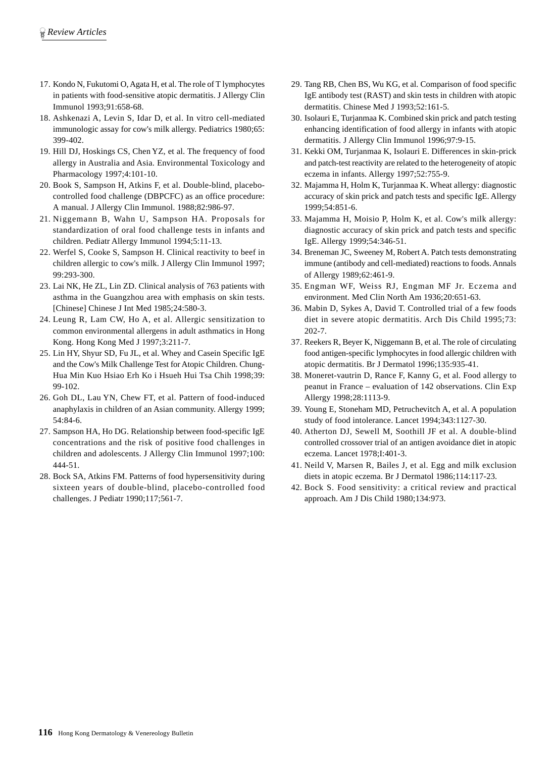17. Kondo N, Fukutomi O, Agata H, et al. The role of T lymphocytes in patients with food-sensitive atopic dermatitis. J Allergy Clin Immunol 1993;91:658-68.
18. Ashkenazi A, Levin S, Idar D, et al. In vitro cell-mediated immunologic assay for cow's milk allergy. Pediatrics 1980;65: 399-402.
19. Hill DJ, Hoskings CS, Chen YZ, et al. The frequency of food allergy in Australia and Asia. Environmental Toxicology and Pharmacology 1997;4:101-10.
20. Book S, Sampson H, Atkins F, et al. Double-blind, placebo-controlled food challenge (DBPCFC) as an office procedure: A manual. J Allergy Clin Immunol. 1988;82:986-97.
21. Niggemann B, Wahn U, Sampson HA. Proposals for standardization of oral food challenge tests in infants and children. Pediatr Allergy Immunol 1994;5:11-13.
22. Werfel S, Cooke S, Sampson H. Clinical reactivity to beef in children allergic to cow's milk. J Allergy Clin Immunol 1997; 99:293-300.
23. Lai NK, He ZL, Lin ZD. Clinical analysis of 763 patients with asthma in the Guangzhou area with emphasis on skin tests. [Chinese] Chinese J Int Med 1985;24:580-3.
24. Leung R, Lam CW, Ho A, et al. Allergic sensitization to common environmental allergens in adult asthmatics in Hong Kong. Hong Kong Med J 1997;3:211-7.
25. Lin HY, Shyur SD, Fu JL, et al. Whey and Casein Specific IgE and the Cow's Milk Challenge Test for Atopic Children. Chung-Hua Min Kuo Hsiao Erh Ko i Hsueh Hui Tsa Chih 1998;39: 99-102.
26. Goh DL, Lau YN, Chew FT, et al. Pattern of food-induced anaphylaxis in children of an Asian community. Allergy 1999; 54:84-6.
27. Sampson HA, Ho DG. Relationship between food-specific IgE concentrations and the risk of positive food challenges in children and adolescents. J Allergy Clin Immunol 1997;100: 444-51.
28. Bock SA, Atkins FM. Patterns of food hypersensitivity during sixteen years of double-blind, placebo-controlled food challenges. J Pediatr 1990;117;561-7.
29. Tang RB, Chen BS, Wu KG, et al. Comparison of food specific IgE antibody test (RAST) and skin tests in children with atopic dermatitis. Chinese Med J 1993;52:161-5.
30. Isolauri E, Turjanmaa K. Combined skin prick and patch testing enhancing identification of food allergy in infants with atopic dermatitis. J Allergy Clin Immunol 1996;97:9-15.
31. Kekki OM, Turjanmaa K, Isolauri E. Differences in skin-prick and patch-test reactivity are related to the heterogeneity of atopic eczema in infants. Allergy 1997;52:755-9.
32. Majamma H, Holm K, Turjanmaa K. Wheat allergy: diagnostic accuracy of skin prick and patch tests and specific IgE. Allergy 1999;54:851-6.
33. Majamma H, Moisio P, Holm K, et al. Cow's milk allergy: diagnostic accuracy of skin prick and patch tests and specific IgE. Allergy 1999;54:346-51.
34. Breneman JC, Sweeney M, Robert A. Patch tests demonstrating immune (antibody and cell-mediated) reactions to foods. Annals of Allergy 1989;62:461-9.
35. Engman WF, Weiss RJ, Engman MF Jr. Eczema and environment. Med Clin North Am 1936;20:651-63.
36. Mabin D, Sykes A, David T. Controlled trial of a few foods diet in severe atopic dermatitis. Arch Dis Child 1995;73: 202-7.
37. Reekers R, Beyer K, Niggemann B, et al. The role of circulating food antigen-specific lymphocytes in food allergic children with atopic dermatitis. Br J Dermatol 1996;135:935-41.
38. Moneret-vautrin D, Rance F, Kanny G, et al. Food allergy to peanut in France – evaluation of 142 observations. Clin Exp Allergy 1998;28:1113-9.
39. Young E, Stoneham MD, Petruchevitch A, et al. A population study of food intolerance. Lancet 1994;343:1127-30.
40. Atherton DJ, Sewell M, Soothill JF et al. A double-blind controlled crossover trial of an antigen avoidance diet in atopic eczema. Lancet 1978;I:401-3.
41. Neild V, Marsen R, Bailes J, et al. Egg and milk exclusion diets in atopic eczema. Br J Dermatol 1986;114:117-23.
42. Bock S. Food sensitivity: a critical review and practical approach. Am J Dis Child 1980;134:973.